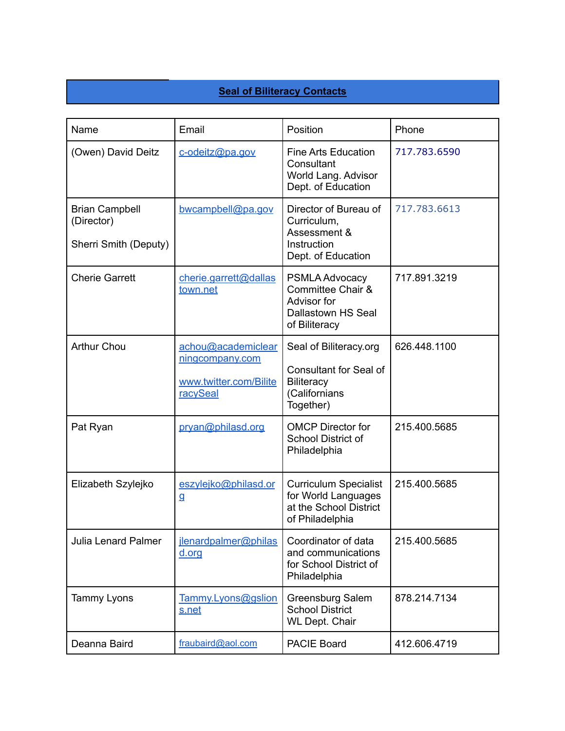## Seal of Biliteracy Contacts

| Name | Email | Position | Phone |
|---|---|---|---|
| (Owen) David Deitz | c-odeitz@pa.gov | Fine Arts Education Consultant<br>World Lang. Advisor<br>Dept. of Education | 717.783.6590 |
| Brian Campbell (Director)<br><br>Sherri Smith (Deputy) | bwcampbell@pa.gov | Director of Bureau of Curriculum, Assessment & Instruction<br>Dept. of Education | 717.783.6613 |
| Cherie Garrett | cherie.garrett@dallastown.net | PSMLA Advocacy Committee Chair & Advisor for Dallastown HS Seal of Biliteracy | 717.891.3219 |
| Arthur Chou | achou@academiclearningcompany.com<br><br>www.twitter.com/BiliteracySeal | Seal of Biliteracy.org<br><br>Consultant for Seal of Biliteracy (Californians Together) | 626.448.1100 |
| Pat Ryan | pryan@philasd.org | OMCP Director for School District of Philadelphia | 215.400.5685 |
| Elizabeth Szylejko | eszylejko@philasd.org | Curriculum Specialist for World Languages at the School District of Philadelphia | 215.400.5685 |
| Julia Lenard Palmer | jlenardpalmer@philasd.org | Coordinator of data and communications for School District of Philadelphia | 215.400.5685 |
| Tammy Lyons | Tammy.Lyons@gslions.net | Greensburg Salem School District<br>WL Dept. Chair | 878.214.7134 |
| Deanna Baird | fraubaird@aol.com | PACIE Board | 412.606.4719 |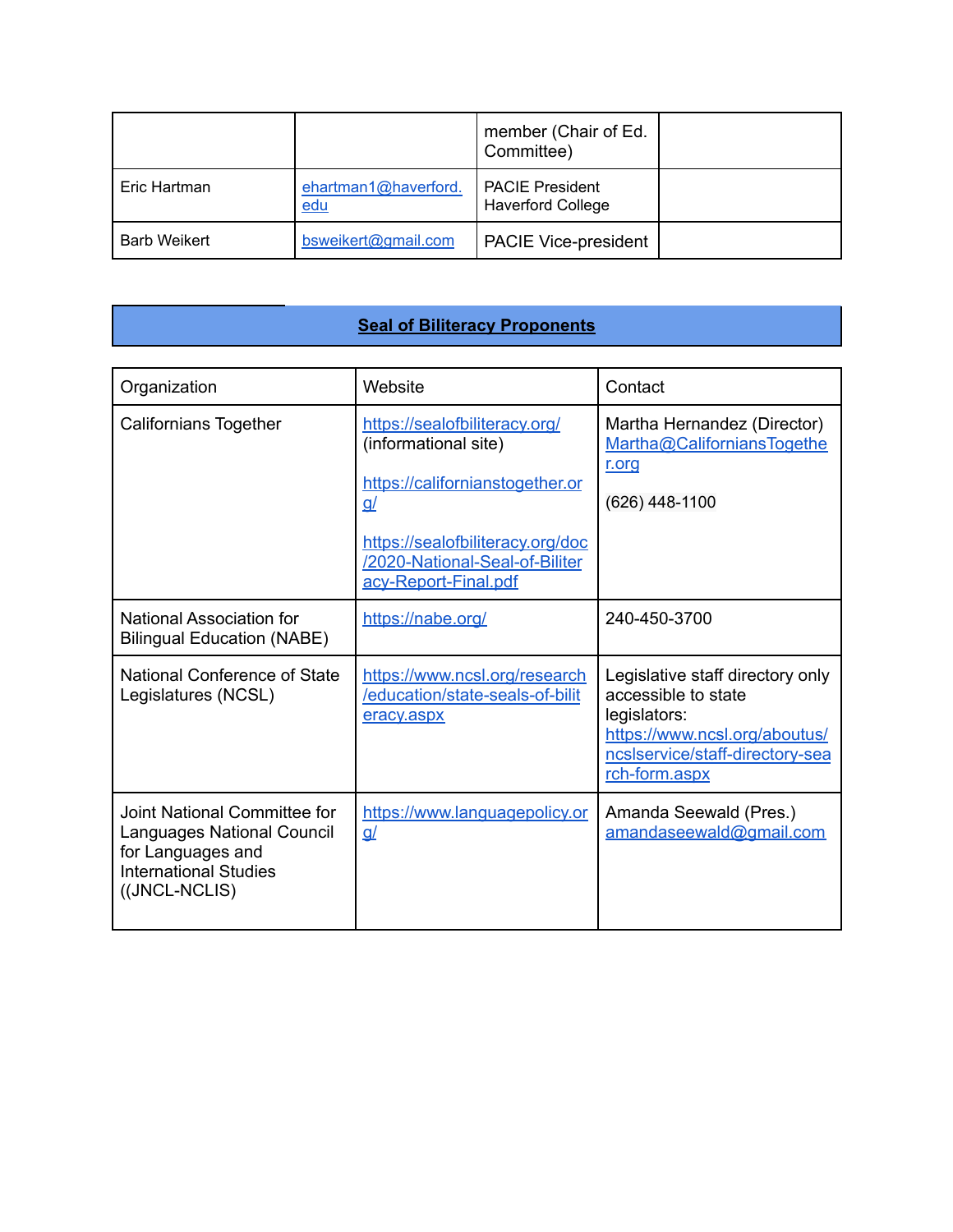| | | member (Chair of Ed. Committee) | |
|---|---|---|---|
| Eric Hartman | ehartman1@haverford.edu | PACIE President Haverford College | |
| Barb Weikert | bsweikert@gmail.com | PACIE Vice-president | |

## **Seal of Biliteracy Proponents**

| Organization | Website | Contact |
|---|---|---|
| Californians Together | https://sealofbiliteracy.org/ (informational site)<br><br>https://californianstogether.org/<br><br>https://sealofbiliteracy.org/doc/2020-National-Seal-of-Biliteracy-Report-Final.pdf | Martha Hernandez (Director) Martha@CaliforniansTogether.org<br><br>(626) 448-1100 |
| National Association for Bilingual Education (NABE) | https://nabe.org/ | 240-450-3700 |
| National Conference of State Legislatures (NCSL) | https://www.ncsl.org/research/education/state-seals-of-biliteracy.aspx | Legislative staff directory only accessible to state legislators: https://www.ncsl.org/aboutus/ncslservice/staff-directory-search-form.aspx |
| Joint National Committee for Languages National Council for Languages and International Studies ((JNCL-NCLIS) | https://www.languagepolicy.org/ | Amanda Seewald (Pres.) amandaseewald@gmail.com |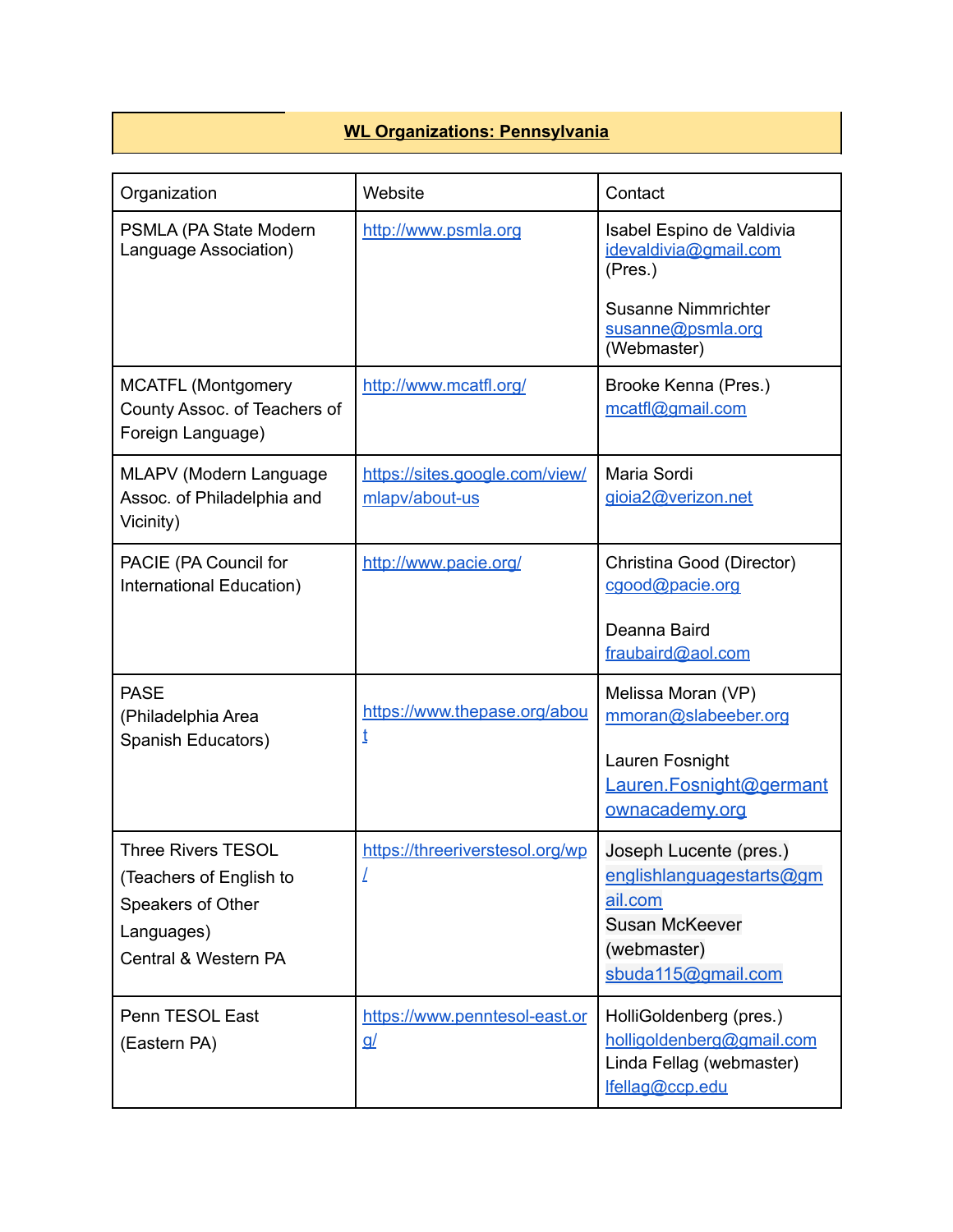**WL Organizations: Pennsylvania**

| Organization | Website | Contact |
| --- | --- | --- |
| PSMLA (PA State Modern Language Association) | http://www.psmla.org | Isabel Espino de Valdivia idevaldivia@gmail.com (Pres.)<br><br>Susanne Nimmrichter susanne@psmla.org (Webmaster) |
| MCATFL (Montgomery County Assoc. of Teachers of Foreign Language) | http://www.mcatfl.org/ | Brooke Kenna (Pres.) mcatfl@gmail.com |
| MLAPV (Modern Language Assoc. of Philadelphia and Vicinity) | https://sites.google.com/view/mlapv/about-us | Maria Sordi gioia2@verizon.net |
| PACIE (PA Council for International Education) | http://www.pacie.org/ | Christina Good (Director) cgood@pacie.org<br><br>Deanna Baird fraubaird@aol.com |
| PASE (Philadelphia Area Spanish Educators) | https://www.thepase.org/about | Melissa Moran (VP) mmoran@slabeeber.org<br><br>Lauren Fosnight Lauren.Fosnight@germantownacademy.org |
| Three Rivers TESOL (Teachers of English to Speakers of Other Languages) Central & Western PA | https://threeriverstesol.org/wp/ | Joseph Lucente (pres.) englishlanguagestarts@gmail.com<br>Susan McKeever (webmaster) sbuda115@gmail.com |
| Penn TESOL East (Eastern PA) | https://www.penntesol-east.org/ | HolliGoldenberg (pres.) holligoldenberg@gmail.com<br>Linda Fellag (webmaster) lfellag@ccp.edu |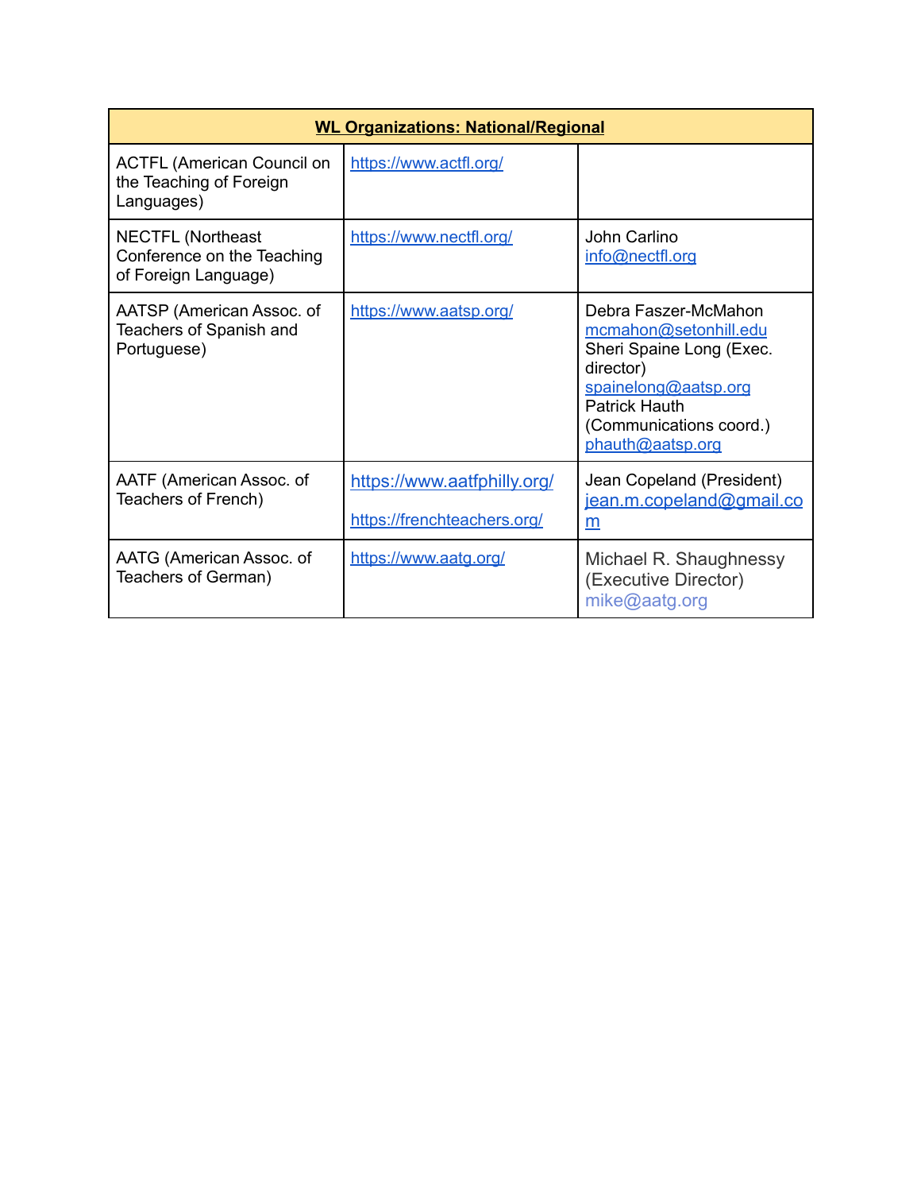| WL Organizations: National/Regional | | |
|---|---|---|
| ACTFL (American Council on the Teaching of Foreign Languages) | https://www.actfl.org/ | |
| NECTFL (Northeast Conference on the Teaching of Foreign Language) | https://www.nectfl.org/ | John Carlino info@nectfl.org |
| AATSP (American Assoc. of Teachers of Spanish and Portuguese) | https://www.aatsp.org/ | Debra Faszer-McMahon mcmahon@setonhill.edu Sheri Spaine Long (Exec. director) spainelong@aatsp.org Patrick Hauth (Communications coord.) phauth@aatsp.org |
| AATF (American Assoc. of Teachers of French) | https://www.aatfphilly.org/ https://frenchteachers.org/ | Jean Copeland (President) jean.m.copeland@gmail.com |
| AATG (American Assoc. of Teachers of German) | https://www.aatg.org/ | Michael R. Shaughnessy (Executive Director) mike@aatg.org |